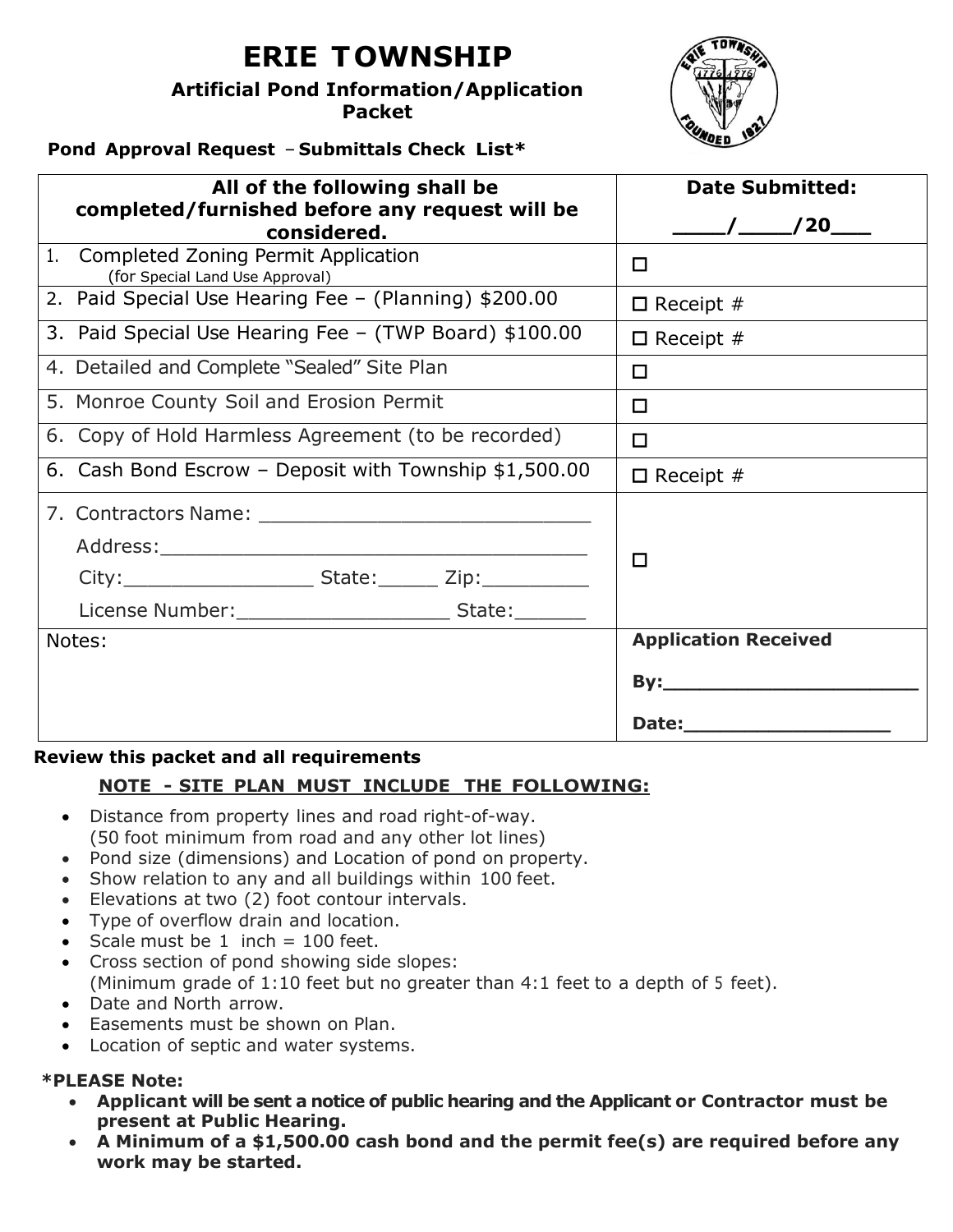# ERIE TOWNSHIP

### Artificial Pond Information/Application Packet

**Pond Approval Request – Submittals Check List***

| All of the following shall be completed/furnished before any request will be considered. | Date Submitted: ____/____/20___ |
|---|---|
| 1. Completed Zoning Permit Application (for Special Land Use Approval) | ☐ |
| 2. Paid Special Use Hearing Fee – (Planning) $200.00 | ☐ Receipt # |
| 3. Paid Special Use Hearing Fee – (TWP Board) $100.00 | ☐ Receipt # |
| 4. Detailed and Complete "Sealed" Site Plan | ☐ |
| 5. Monroe County Soil and Erosion Permit | ☐ |
| 6. Copy of Hold Harmless Agreement (to be recorded) | ☐ |
| 6. Cash Bond Escrow – Deposit with Township $1,500.00 | ☐ Receipt # |
| 7. Contractors Name: ____________________________ Address:____________________________________ City:________________ State:______ Zip:__________ License Number:__________________ State:______ | ☐ |
| Notes: | **Application Received** **By:**______________________ **Date:**__________________ |

**Review this packet and all requirements**

**NOTE - SITE PLAN MUST INCLUDE THE FOLLOWING:**

- Distance from property lines and road right-of-way. (50 foot minimum from road and any other lot lines)
- Pond size (dimensions) and Location of pond on property.
- Show relation to any and all buildings within 100 feet.
- Elevations at two (2) foot contour intervals.
- Type of overflow drain and location.
- Scale must be 1 inch = 100 feet.
- Cross section of pond showing side slopes: (Minimum grade of 1:10 feet but no greater than 4:1 feet to a depth of 5 feet).
- Date and North arrow.
- Easements must be shown on Plan.
- Location of septic and water systems.

***PLEASE Note:**

- **Applicant will be sent a notice of public hearing and the Applicant or Contractor must be present at Public Hearing.**
- **A Minimum of a $1,500.00 cash bond and the permit fee(s) are required before any work may be started.**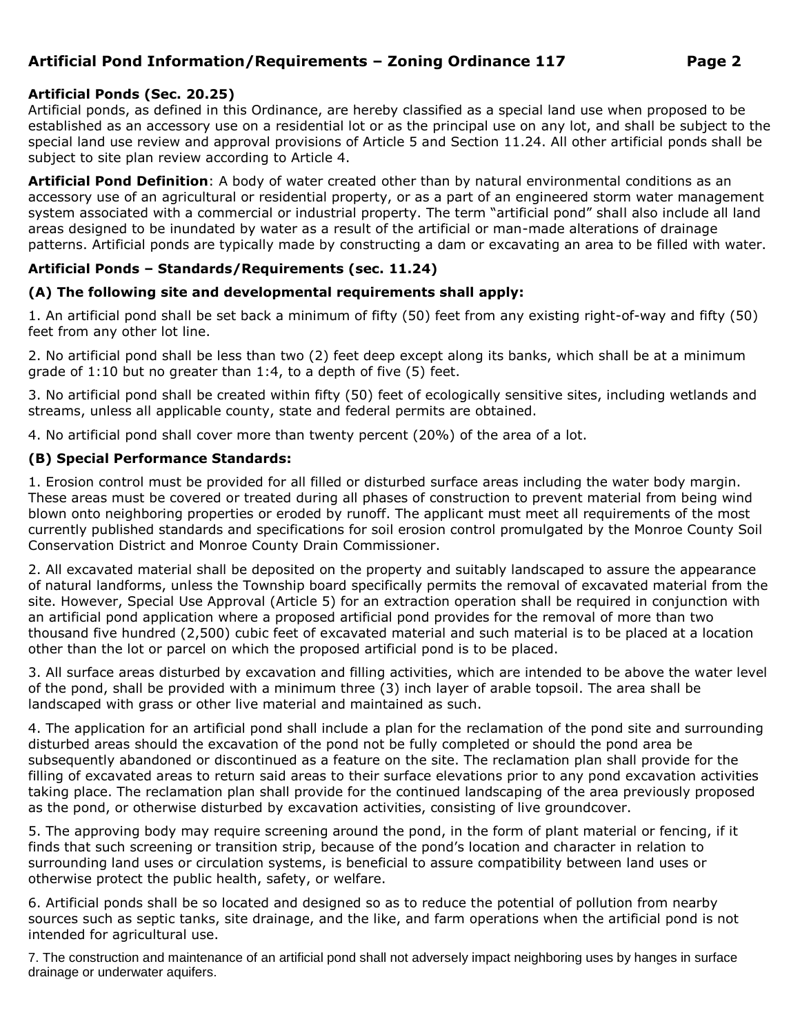**Artificial Ponds (Sec. 20.25)**
Artificial ponds, as defined in this Ordinance, are hereby classified as a special land use when proposed to be established as an accessory use on a residential lot or as the principal use on any lot, and shall be subject to the special land use review and approval provisions of Article 5 and Section 11.24. All other artificial ponds shall be subject to site plan review according to Article 4.

**Artificial Pond Definition**: A body of water created other than by natural environmental conditions as an accessory use of an agricultural or residential property, or as a part of an engineered storm water management system associated with a commercial or industrial property. The term "artificial pond" shall also include all land areas designed to be inundated by water as a result of the artificial or man-made alterations of drainage patterns. Artificial ponds are typically made by constructing a dam or excavating an area to be filled with water.

**Artificial Ponds – Standards/Requirements (sec. 11.24)**

**(A) The following site and developmental requirements shall apply:**

1. An artificial pond shall be set back a minimum of fifty (50) feet from any existing right-of-way and fifty (50) feet from any other lot line.

2. No artificial pond shall be less than two (2) feet deep except along its banks, which shall be at a minimum grade of 1:10 but no greater than 1:4, to a depth of five (5) feet.

3. No artificial pond shall be created within fifty (50) feet of ecologically sensitive sites, including wetlands and streams, unless all applicable county, state and federal permits are obtained.

4. No artificial pond shall cover more than twenty percent (20%) of the area of a lot.

**(B) Special Performance Standards:**

1. Erosion control must be provided for all filled or disturbed surface areas including the water body margin. These areas must be covered or treated during all phases of construction to prevent material from being wind blown onto neighboring properties or eroded by runoff. The applicant must meet all requirements of the most currently published standards and specifications for soil erosion control promulgated by the Monroe County Soil Conservation District and Monroe County Drain Commissioner.

2. All excavated material shall be deposited on the property and suitably landscaped to assure the appearance of natural landforms, unless the Township board specifically permits the removal of excavated material from the site. However, Special Use Approval (Article 5) for an extraction operation shall be required in conjunction with an artificial pond application where a proposed artificial pond provides for the removal of more than two thousand five hundred (2,500) cubic feet of excavated material and such material is to be placed at a location other than the lot or parcel on which the proposed artificial pond is to be placed.

3. All surface areas disturbed by excavation and filling activities, which are intended to be above the water level of the pond, shall be provided with a minimum three (3) inch layer of arable topsoil. The area shall be landscaped with grass or other live material and maintained as such.

4. The application for an artificial pond shall include a plan for the reclamation of the pond site and surrounding disturbed areas should the excavation of the pond not be fully completed or should the pond area be subsequently abandoned or discontinued as a feature on the site. The reclamation plan shall provide for the filling of excavated areas to return said areas to their surface elevations prior to any pond excavation activities taking place. The reclamation plan shall provide for the continued landscaping of the area previously proposed as the pond, or otherwise disturbed by excavation activities, consisting of live groundcover.

5. The approving body may require screening around the pond, in the form of plant material or fencing, if it finds that such screening or transition strip, because of the pond's location and character in relation to surrounding land uses or circulation systems, is beneficial to assure compatibility between land uses or otherwise protect the public health, safety, or welfare.

6. Artificial ponds shall be so located and designed so as to reduce the potential of pollution from nearby sources such as septic tanks, site drainage, and the like, and farm operations when the artificial pond is not intended for agricultural use.

7. The construction and maintenance of an artificial pond shall not adversely impact neighboring uses by hanges in surface drainage or underwater aquifers.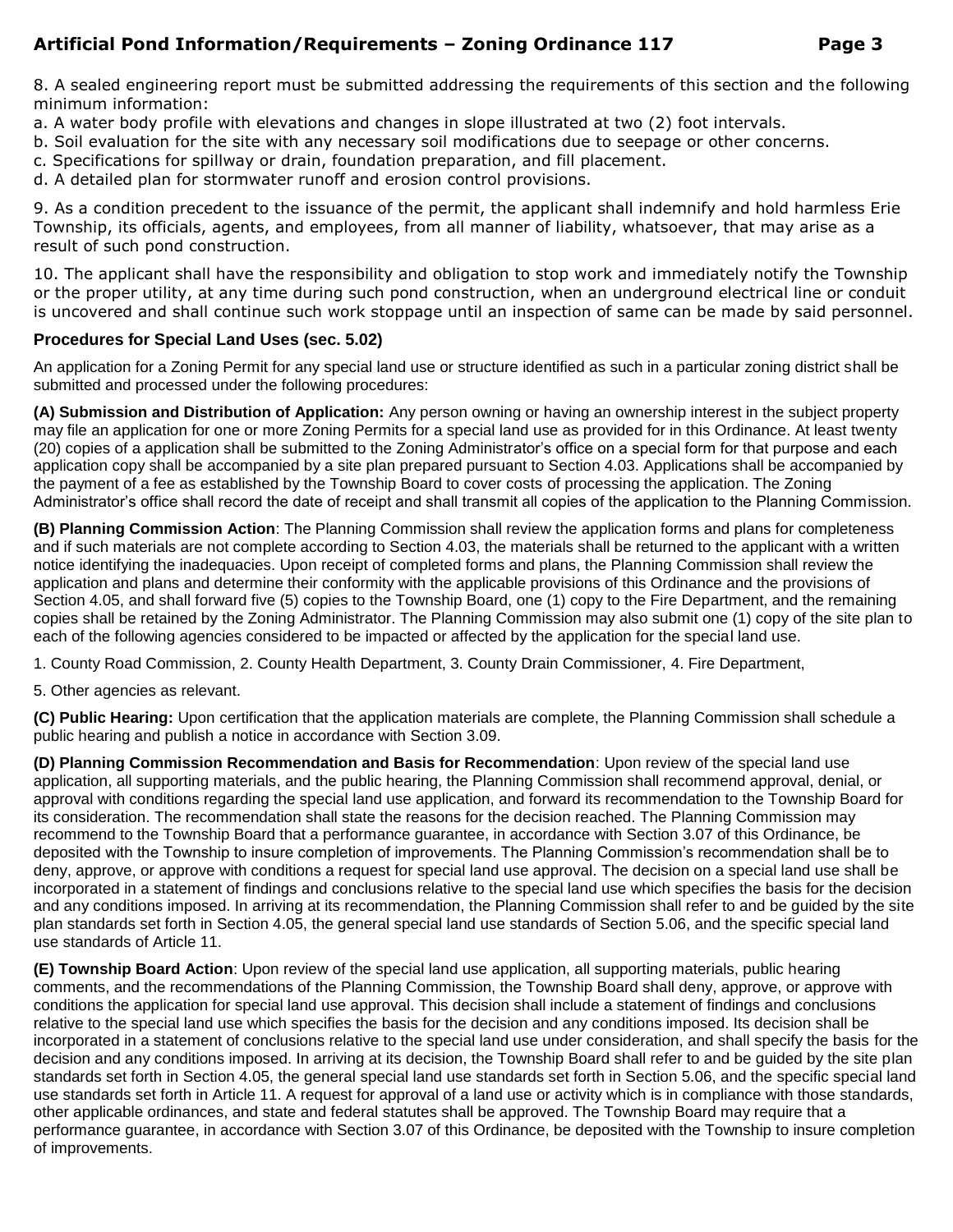8. A sealed engineering report must be submitted addressing the requirements of this section and the following minimum information:

a. A water body profile with elevations and changes in slope illustrated at two (2) foot intervals.

b. Soil evaluation for the site with any necessary soil modifications due to seepage or other concerns.

c. Specifications for spillway or drain, foundation preparation, and fill placement.

d. A detailed plan for stormwater runoff and erosion control provisions.

9. As a condition precedent to the issuance of the permit, the applicant shall indemnify and hold harmless Erie Township, its officials, agents, and employees, from all manner of liability, whatsoever, that may arise as a result of such pond construction.

10. The applicant shall have the responsibility and obligation to stop work and immediately notify the Township or the proper utility, at any time during such pond construction, when an underground electrical line or conduit is uncovered and shall continue such work stoppage until an inspection of same can be made by said personnel.

### Procedures for Special Land Uses (sec. 5.02)

An application for a Zoning Permit for any special land use or structure identified as such in a particular zoning district shall be submitted and processed under the following procedures:

**(A) Submission and Distribution of Application:** Any person owning or having an ownership interest in the subject property may file an application for one or more Zoning Permits for a special land use as provided for in this Ordinance. At least twenty (20) copies of a application shall be submitted to the Zoning Administrator's office on a special form for that purpose and each application copy shall be accompanied by a site plan prepared pursuant to Section 4.03. Applications shall be accompanied by the payment of a fee as established by the Township Board to cover costs of processing the application. The Zoning Administrator's office shall record the date of receipt and shall transmit all copies of the application to the Planning Commission.

**(B) Planning Commission Action**: The Planning Commission shall review the application forms and plans for completeness and if such materials are not complete according to Section 4.03, the materials shall be returned to the applicant with a written notice identifying the inadequacies. Upon receipt of completed forms and plans, the Planning Commission shall review the application and plans and determine their conformity with the applicable provisions of this Ordinance and the provisions of Section 4.05, and shall forward five (5) copies to the Township Board, one (1) copy to the Fire Department, and the remaining copies shall be retained by the Zoning Administrator. The Planning Commission may also submit one (1) copy of the site plan to each of the following agencies considered to be impacted or affected by the application for the special land use.

1. County Road Commission, 2. County Health Department, 3. County Drain Commissioner, 4. Fire Department,

5. Other agencies as relevant.

**(C) Public Hearing:** Upon certification that the application materials are complete, the Planning Commission shall schedule a public hearing and publish a notice in accordance with Section 3.09.

**(D) Planning Commission Recommendation and Basis for Recommendation**: Upon review of the special land use application, all supporting materials, and the public hearing, the Planning Commission shall recommend approval, denial, or approval with conditions regarding the special land use application, and forward its recommendation to the Township Board for its consideration. The recommendation shall state the reasons for the decision reached. The Planning Commission may recommend to the Township Board that a performance guarantee, in accordance with Section 3.07 of this Ordinance, be deposited with the Township to insure completion of improvements. The Planning Commission's recommendation shall be to deny, approve, or approve with conditions a request for special land use approval. The decision on a special land use shall be incorporated in a statement of findings and conclusions relative to the special land use which specifies the basis for the decision and any conditions imposed. In arriving at its recommendation, the Planning Commission shall refer to and be guided by the site plan standards set forth in Section 4.05, the general special land use standards of Section 5.06, and the specific special land use standards of Article 11.

**(E) Township Board Action**: Upon review of the special land use application, all supporting materials, public hearing comments, and the recommendations of the Planning Commission, the Township Board shall deny, approve, or approve with conditions the application for special land use approval. This decision shall include a statement of findings and conclusions relative to the special land use which specifies the basis for the decision and any conditions imposed. Its decision shall be incorporated in a statement of conclusions relative to the special land use under consideration, and shall specify the basis for the decision and any conditions imposed. In arriving at its decision, the Township Board shall refer to and be guided by the site plan standards set forth in Section 4.05, the general special land use standards set forth in Section 5.06, and the specific special land use standards set forth in Article 11. A request for approval of a land use or activity which is in compliance with those standards, other applicable ordinances, and state and federal statutes shall be approved. The Township Board may require that a performance guarantee, in accordance with Section 3.07 of this Ordinance, be deposited with the Township to insure completion of improvements.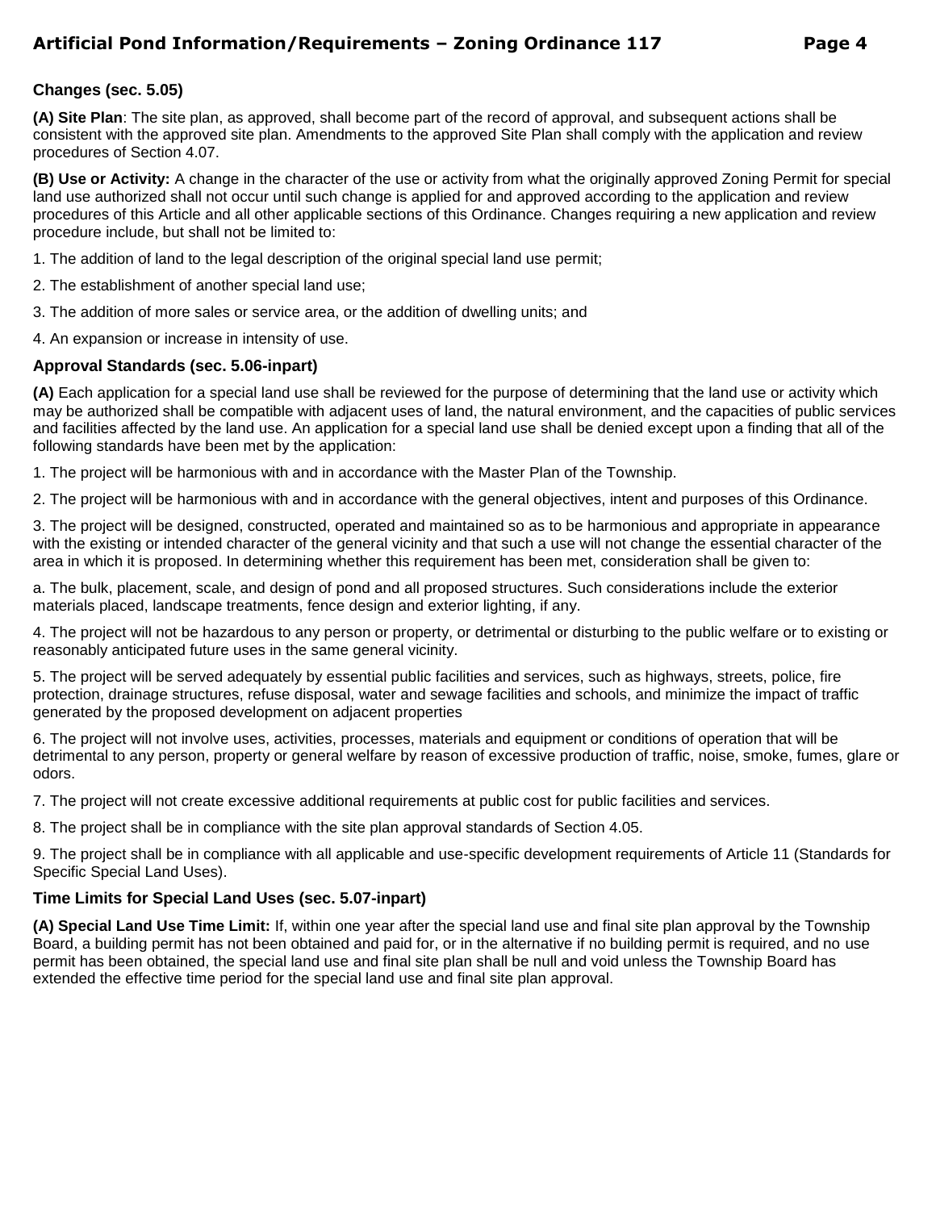### Changes (sec. 5.05)

**(A) Site Plan**: The site plan, as approved, shall become part of the record of approval, and subsequent actions shall be consistent with the approved site plan. Amendments to the approved Site Plan shall comply with the application and review procedures of Section 4.07.

**(B) Use or Activity:** A change in the character of the use or activity from what the originally approved Zoning Permit for special land use authorized shall not occur until such change is applied for and approved according to the application and review procedures of this Article and all other applicable sections of this Ordinance. Changes requiring a new application and review procedure include, but shall not be limited to:

1. The addition of land to the legal description of the original special land use permit;

2. The establishment of another special land use;

3. The addition of more sales or service area, or the addition of dwelling units; and

4. An expansion or increase in intensity of use.

### Approval Standards (sec. 5.06-inpart)

**(A)** Each application for a special land use shall be reviewed for the purpose of determining that the land use or activity which may be authorized shall be compatible with adjacent uses of land, the natural environment, and the capacities of public services and facilities affected by the land use. An application for a special land use shall be denied except upon a finding that all of the following standards have been met by the application:

1. The project will be harmonious with and in accordance with the Master Plan of the Township.

2. The project will be harmonious with and in accordance with the general objectives, intent and purposes of this Ordinance.

3. The project will be designed, constructed, operated and maintained so as to be harmonious and appropriate in appearance with the existing or intended character of the general vicinity and that such a use will not change the essential character of the area in which it is proposed. In determining whether this requirement has been met, consideration shall be given to:

a. The bulk, placement, scale, and design of pond and all proposed structures. Such considerations include the exterior materials placed, landscape treatments, fence design and exterior lighting, if any.

4. The project will not be hazardous to any person or property, or detrimental or disturbing to the public welfare or to existing or reasonably anticipated future uses in the same general vicinity.

5. The project will be served adequately by essential public facilities and services, such as highways, streets, police, fire protection, drainage structures, refuse disposal, water and sewage facilities and schools, and minimize the impact of traffic generated by the proposed development on adjacent properties

6. The project will not involve uses, activities, processes, materials and equipment or conditions of operation that will be detrimental to any person, property or general welfare by reason of excessive production of traffic, noise, smoke, fumes, glare or odors.

7. The project will not create excessive additional requirements at public cost for public facilities and services.

8. The project shall be in compliance with the site plan approval standards of Section 4.05.

9. The project shall be in compliance with all applicable and use-specific development requirements of Article 11 (Standards for Specific Special Land Uses).

### Time Limits for Special Land Uses (sec. 5.07-inpart)

**(A) Special Land Use Time Limit:** If, within one year after the special land use and final site plan approval by the Township Board, a building permit has not been obtained and paid for, or in the alternative if no building permit is required, and no use permit has been obtained, the special land use and final site plan shall be null and void unless the Township Board has extended the effective time period for the special land use and final site plan approval.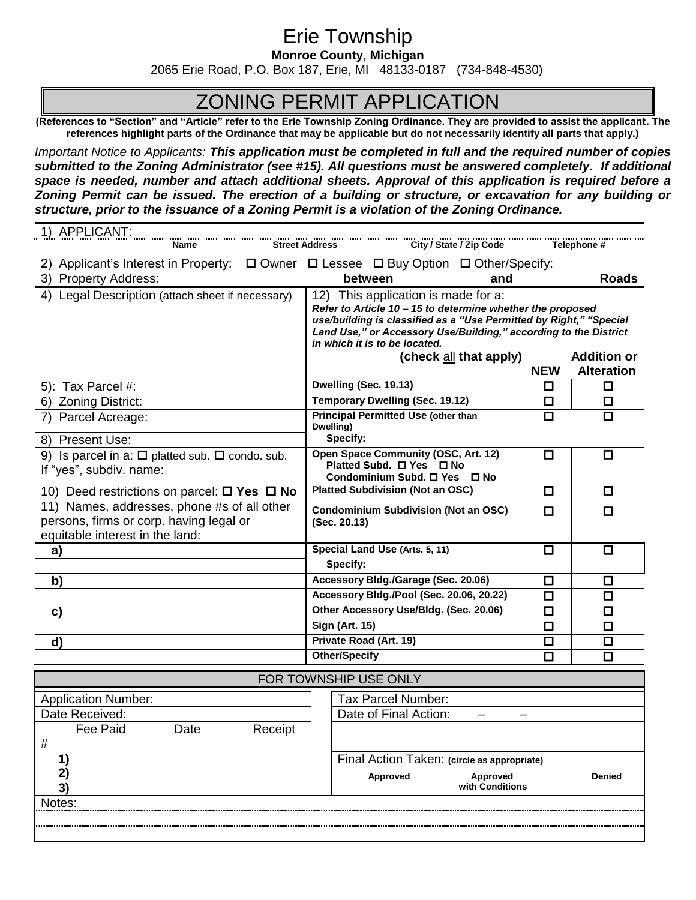# Erie Township

**Monroe County, Michigan**

2065 Erie Road, P.O. Box 187, Erie, MI 48133-0187 (734-848-4530)

## ZONING PERMIT APPLICATION

**(References to "Section" and "Article" refer to the Erie Township Zoning Ordinance. They are provided to assist the applicant. The references highlight parts of the Ordinance that may be applicable but do not necessarily identify all parts that apply.)**

*Important Notice to Applicants:* ***This application must be completed in full and the required number of copies submitted to the Zoning Administrator (see #15). All questions must be answered completely. If additional space is needed, number and attach additional sheets. Approval of this application is required before a Zoning Permit can be issued. The erection of a building or structure, or excavation for any building or structure, prior to the issuance of a Zoning Permit is a violation of the Zoning Ordinance.***

1) APPLICANT:

| Name | Street Address | City / State / Zip Code | Telephone # |
|---|---|---|---|
| | | | |

2) Applicant's Interest in Property: ☐ Owner ☐ Lessee ☐ Buy Option ☐ Other/Specify:

3) Property Address: **between** **and** **Roads**

| 4) Legal Description (attach sheet if necessary) | 12) This application is made for a: *Refer to Article 10 – 15 to determine whether the proposed use/building is classified as a "Use Permitted by Right," "Special Land Use," or Accessory Use/Building," according to the District in which it is to be located.* **(check all that apply)** | **NEW** | **Addition or Alteration** |
|---|---|---|---|
| 5): Tax Parcel #: | **Dwelling (Sec. 19.13)** | ☐ | ☐ |
| 6) Zoning District: | **Temporary Dwelling (Sec. 19.12)** | ☐ | ☐ |
| 7) Parcel Acreage: | **Principal Permitted Use (other than Dwelling)** | ☐ | ☐ |
| 8) Present Use: | **Specify:** | | |
| 9) Is parcel in a: ☐ platted sub. ☐ condo. sub. If "yes", subdiv. name: | **Open Space Community (OSC, Art. 12)** **Platted Subd. ☐ Yes ☐ No** **Condominium Subd. ☐ Yes ☐ No** | ☐ | ☐ |
| 10) Deed restrictions on parcel: **☐ Yes ☐ No** | **Platted Subdivision (Not an OSC)** | ☐ | ☐ |
| 11) Names, addresses, phone #s of all other persons, firms or corp. having legal or equitable interest in the land: | **Condominium Subdivision (Not an OSC) (Sec. 20.13)** | ☐ | ☐ |
| **a)** | **Special Land Use (Arts. 5, 11)** | ☐ | ☐ |
| | **Specify:** | | |
| **b)** | **Accessory Bldg./Garage (Sec. 20.06)** | ☐ | ☐ |
| | **Accessory Bldg./Pool (Sec. 20.06, 20.22)** | ☐ | ☐ |
| **c)** | **Other Accessory Use/Bldg. (Sec. 20.06)** | ☐ | ☐ |
| | **Sign (Art. 15)** | ☐ | ☐ |
| **d)** | **Private Road (Art. 19)** | ☐ | ☐ |
| | **Other/Specify** | ☐ | ☐ |

### FOR TOWNSHIP USE ONLY

| | |
|---|---|
| Application Number: | Tax Parcel Number: |
| Date Received: | Date of Final Action: – – |
| Fee Paid Date Receipt # | |
| **1)** **2)** **3)** | Final Action Taken: (circle as appropriate) **Approved** **Approved with Conditions** **Denied** |

Notes: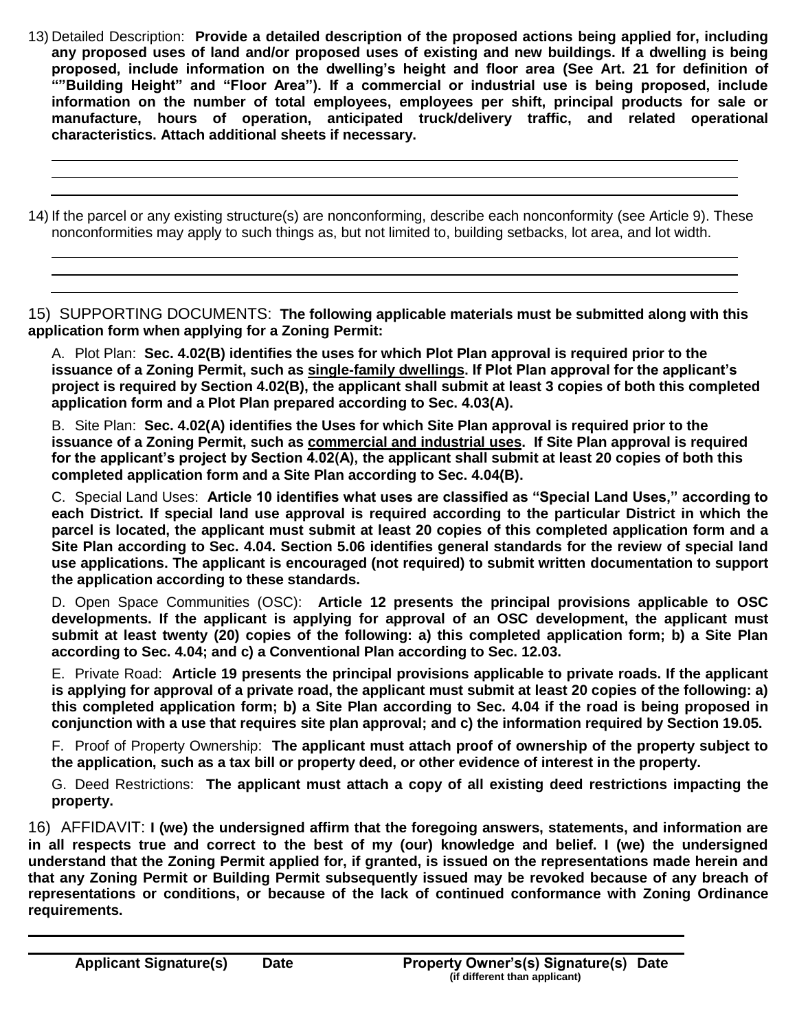13) Detailed Description: **Provide a detailed description of the proposed actions being applied for, including any proposed uses of land and/or proposed uses of existing and new buildings. If a dwelling is being proposed, include information on the dwelling's height and floor area (See Art. 21 for definition of ""Building Height" and "Floor Area"). If a commercial or industrial use is being proposed, include information on the number of total employees, employees per shift, principal products for sale or manufacture, hours of operation, anticipated truck/delivery traffic, and related operational characteristics. Attach additional sheets if necessary.**

\_\_\_\_\_\_\_\_\_\_\_\_\_\_\_\_\_\_\_\_\_\_\_\_\_\_\_\_\_\_\_\_\_\_\_\_\_\_\_\_\_\_\_\_\_\_\_\_\_\_\_\_\_\_\_\_\_\_\_\_\_\_\_\_\_\_\_\_\_\_\_\_\_\_\_\_

\_\_\_\_\_\_\_\_\_\_\_\_\_\_\_\_\_\_\_\_\_\_\_\_\_\_\_\_\_\_\_\_\_\_\_\_\_\_\_\_\_\_\_\_\_\_\_\_\_\_\_\_\_\_\_\_\_\_\_\_\_\_\_\_\_\_\_\_\_\_\_\_\_\_\_\_

\_\_\_\_\_\_\_\_\_\_\_\_\_\_\_\_\_\_\_\_\_\_\_\_\_\_\_\_\_\_\_\_\_\_\_\_\_\_\_\_\_\_\_\_\_\_\_\_\_\_\_\_\_\_\_\_\_\_\_\_\_\_\_\_\_\_\_\_\_\_\_\_\_\_\_\_

14) If the parcel or any existing structure(s) are nonconforming, describe each nonconformity (see Article 9). These nonconformities may apply to such things as, but not limited to, building setbacks, lot area, and lot width.

\_\_\_\_\_\_\_\_\_\_\_\_\_\_\_\_\_\_\_\_\_\_\_\_\_\_\_\_\_\_\_\_\_\_\_\_\_\_\_\_\_\_\_\_\_\_\_\_\_\_\_\_\_\_\_\_\_\_\_\_\_\_\_\_\_\_\_\_\_\_\_\_\_\_\_\_

\_\_\_\_\_\_\_\_\_\_\_\_\_\_\_\_\_\_\_\_\_\_\_\_\_\_\_\_\_\_\_\_\_\_\_\_\_\_\_\_\_\_\_\_\_\_\_\_\_\_\_\_\_\_\_\_\_\_\_\_\_\_\_\_\_\_\_\_\_\_\_\_\_\_\_\_

\_\_\_\_\_\_\_\_\_\_\_\_\_\_\_\_\_\_\_\_\_\_\_\_\_\_\_\_\_\_\_\_\_\_\_\_\_\_\_\_\_\_\_\_\_\_\_\_\_\_\_\_\_\_\_\_\_\_\_\_\_\_\_\_\_\_\_\_\_\_\_\_\_\_\_\_

15) SUPPORTING DOCUMENTS: **The following applicable materials must be submitted along with this application form when applying for a Zoning Permit:**

A. Plot Plan: **Sec. 4.02(B) identifies the uses for which Plot Plan approval is required prior to the issuance of a Zoning Permit, such as <u>single-family dwellings</u>. If Plot Plan approval for the applicant's project is required by Section 4.02(B), the applicant shall submit at least 3 copies of both this completed application form and a Plot Plan prepared according to Sec. 4.03(A).**

B. Site Plan: **Sec. 4.02(A) identifies the Uses for which Site Plan approval is required prior to the issuance of a Zoning Permit, such as <u>commercial and industrial uses</u>. If Site Plan approval is required for the applicant's project by Section 4.02(A), the applicant shall submit at least 20 copies of both this completed application form and a Site Plan according to Sec. 4.04(B).**

C. Special Land Uses: **Article 10 identifies what uses are classified as "Special Land Uses," according to each District. If special land use approval is required according to the particular District in which the parcel is located, the applicant must submit at least 20 copies of this completed application form and a Site Plan according to Sec. 4.04. Section 5.06 identifies general standards for the review of special land use applications. The applicant is encouraged (not required) to submit written documentation to support the application according to these standards.**

D. Open Space Communities (OSC): **Article 12 presents the principal provisions applicable to OSC developments. If the applicant is applying for approval of an OSC development, the applicant must submit at least twenty (20) copies of the following: a) this completed application form; b) a Site Plan according to Sec. 4.04; and c) a Conventional Plan according to Sec. 12.03.**

E. Private Road: **Article 19 presents the principal provisions applicable to private roads. If the applicant is applying for approval of a private road, the applicant must submit at least 20 copies of the following: a) this completed application form; b) a Site Plan according to Sec. 4.04 if the road is being proposed in conjunction with a use that requires site plan approval; and c) the information required by Section 19.05.**

F. Proof of Property Ownership: **The applicant must attach proof of ownership of the property subject to the application, such as a tax bill or property deed, or other evidence of interest in the property.**

G. Deed Restrictions: **The applicant must attach a copy of all existing deed restrictions impacting the property.**

16) AFFIDAVIT: **I (we) the undersigned affirm that the foregoing answers, statements, and information are in all respects true and correct to the best of my (our) knowledge and belief. I (we) the undersigned understand that the Zoning Permit applied for, if granted, is issued on the representations made herein and that any Zoning Permit or Building Permit subsequently issued may be revoked because of any breach of representations or conditions, or because of the lack of continued conformance with Zoning Ordinance requirements.**

\_\_\_\_\_\_\_\_\_\_\_\_\_\_\_\_\_\_\_\_\_\_\_\_\_\_\_\_\_\_\_\_\_\_\_\_\_\_\_\_\_\_\_\_\_\_\_\_\_\_\_\_\_\_\_\_\_\_\_\_\_\_\_\_\_\_\_\_\_\_\_\_\_\_\_\_

**Applicant Signature(s) Date**

\_\_\_\_\_\_\_\_\_\_\_\_\_\_\_\_\_\_\_\_\_\_\_\_\_\_\_\_\_\_\_\_\_\_\_\_\_\_\_\_\_\_\_\_\_\_\_\_\_\_\_\_\_\_\_\_\_\_\_\_\_\_\_\_\_\_\_\_\_\_\_\_\_\_\_\_

**Property Owner's(s) Signature(s) Date**
**(if different than applicant)**